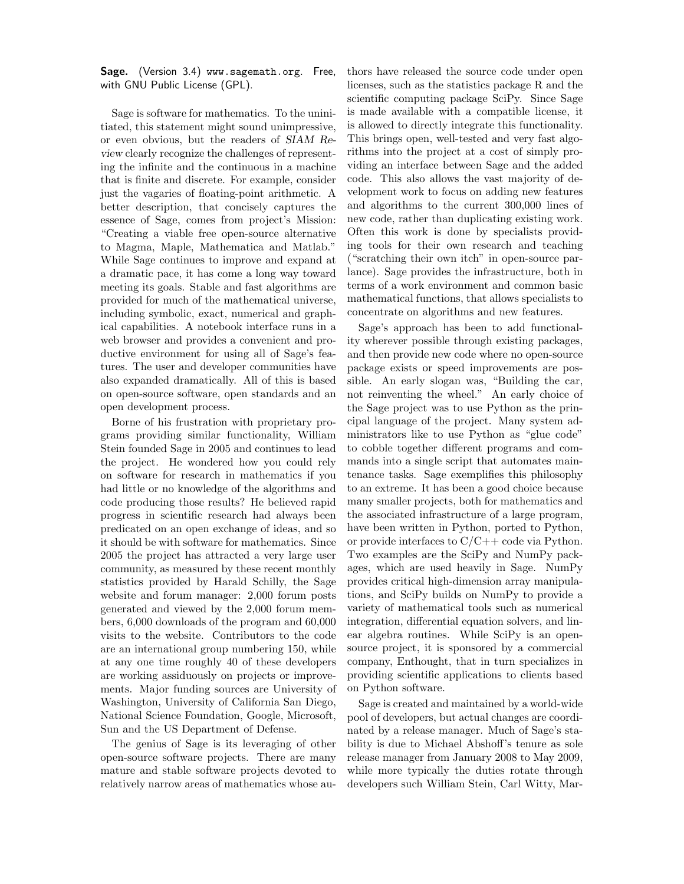**Sage.** (Version 3.4) www.sagemath.org. Free, with GNU Public License (GPL).

Sage is software for mathematics. To the uninitiated, this statement might sound unimpressive, or even obvious, but the readers of *SIAM Review* clearly recognize the challenges of representing the infinite and the continuous in a machine that is finite and discrete. For example, consider just the vagaries of floating-point arithmetic. A better description, that concisely captures the essence of Sage, comes from project's Mission: "Creating a viable free open-source alternative to Magma, Maple, Mathematica and Matlab." While Sage continues to improve and expand at a dramatic pace, it has come a long way toward meeting its goals. Stable and fast algorithms are provided for much of the mathematical universe, including symbolic, exact, numerical and graphical capabilities. A notebook interface runs in a web browser and provides a convenient and productive environment for using all of Sage's features. The user and developer communities have also expanded dramatically. All of this is based on open-source software, open standards and an open development process.

Borne of his frustration with proprietary programs providing similar functionality, William Stein founded Sage in 2005 and continues to lead the project. He wondered how you could rely on software for research in mathematics if you had little or no knowledge of the algorithms and code producing those results? He believed rapid progress in scientific research had always been predicated on an open exchange of ideas, and so it should be with software for mathematics. Since 2005 the project has attracted a very large user community, as measured by these recent monthly statistics provided by Harald Schilly, the Sage website and forum manager: 2,000 forum posts generated and viewed by the 2,000 forum members, 6,000 downloads of the program and 60,000 visits to the website. Contributors to the code are an international group numbering 150, while at any one time roughly 40 of these developers are working assiduously on projects or improvements. Major funding sources are University of Washington, University of California San Diego, National Science Foundation, Google, Microsoft, Sun and the US Department of Defense.

The genius of Sage is its leveraging of other open-source software projects. There are many mature and stable software projects devoted to relatively narrow areas of mathematics whose authors have released the source code under open licenses, such as the statistics package R and the scientific computing package SciPy. Since Sage is made available with a compatible license, it is allowed to directly integrate this functionality. This brings open, well-tested and very fast algorithms into the project at a cost of simply providing an interface between Sage and the added code. This also allows the vast majority of development work to focus on adding new features and algorithms to the current 300,000 lines of new code, rather than duplicating existing work. Often this work is done by specialists providing tools for their own research and teaching ("scratching their own itch" in open-source parlance). Sage provides the infrastructure, both in terms of a work environment and common basic mathematical functions, that allows specialists to concentrate on algorithms and new features.

Sage's approach has been to add functionality wherever possible through existing packages, and then provide new code where no open-source package exists or speed improvements are possible. An early slogan was, "Building the car, not reinventing the wheel." An early choice of the Sage project was to use Python as the principal language of the project. Many system administrators like to use Python as "glue code" to cobble together different programs and commands into a single script that automates maintenance tasks. Sage exemplifies this philosophy to an extreme. It has been a good choice because many smaller projects, both for mathematics and the associated infrastructure of a large program, have been written in Python, ported to Python, or provide interfaces to C/C++ code via Python. Two examples are the SciPy and NumPy packages, which are used heavily in Sage. NumPy provides critical high-dimension array manipulations, and SciPy builds on NumPy to provide a variety of mathematical tools such as numerical integration, differential equation solvers, and linear algebra routines. While SciPy is an open-source project, it is sponsored by a commercial company, Enthought, that in turn specializes in providing scientific applications to clients based on Python software.

Sage is created and maintained by a world-wide pool of developers, but actual changes are coordinated by a release manager. Much of Sage's stability is due to Michael Abshoff's tenure as sole release manager from January 2008 to May 2009, while more typically the duties rotate through developers such William Stein, Carl Witty, Mar-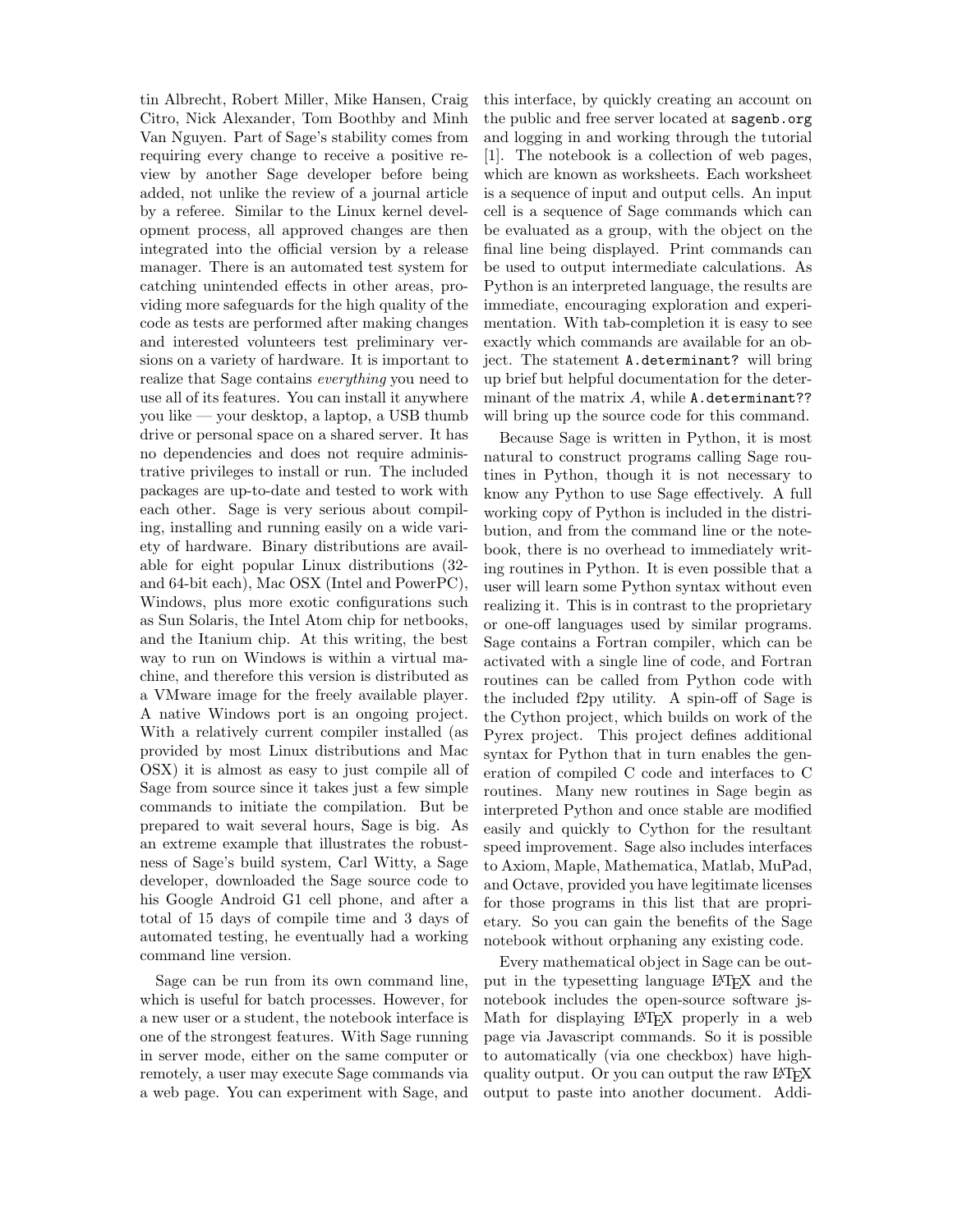tin Albrecht, Robert Miller, Mike Hansen, Craig Citro, Nick Alexander, Tom Boothby and Minh Van Nguyen. Part of Sage's stability comes from requiring every change to receive a positive review by another Sage developer before being added, not unlike the review of a journal article by a referee. Similar to the Linux kernel development process, all approved changes are then integrated into the official version by a release manager. There is an automated test system for catching unintended effects in other areas, providing more safeguards for the high quality of the code as tests are performed after making changes and interested volunteers test preliminary versions on a variety of hardware. It is important to realize that Sage contains *everything* you need to use all of its features. You can install it anywhere you like — your desktop, a laptop, a USB thumb drive or personal space on a shared server. It has no dependencies and does not require administrative privileges to install or run. The included packages are up-to-date and tested to work with each other. Sage is very serious about compiling, installing and running easily on a wide variety of hardware. Binary distributions are available for eight popular Linux distributions (32- and 64-bit each), Mac OSX (Intel and PowerPC), Windows, plus more exotic configurations such as Sun Solaris, the Intel Atom chip for netbooks, and the Itanium chip. At this writing, the best way to run on Windows is within a virtual machine, and therefore this version is distributed as a VMware image for the freely available player. A native Windows port is an ongoing project. With a relatively current compiler installed (as provided by most Linux distributions and Mac OSX) it is almost as easy to just compile all of Sage from source since it takes just a few simple commands to initiate the compilation. But be prepared to wait several hours, Sage is big. As an extreme example that illustrates the robustness of Sage's build system, Carl Witty, a Sage developer, downloaded the Sage source code to his Google Android G1 cell phone, and after a total of 15 days of compile time and 3 days of automated testing, he eventually had a working command line version.

Sage can be run from its own command line, which is useful for batch processes. However, for a new user or a student, the notebook interface is one of the strongest features. With Sage running in server mode, either on the same computer or remotely, a user may execute Sage commands via a web page. You can experiment with Sage, and this interface, by quickly creating an account on the public and free server located at `sagenb.org` and logging in and working through the tutorial [1]. The notebook is a collection of web pages, which are known as worksheets. Each worksheet is a sequence of input and output cells. An input cell is a sequence of Sage commands which can be evaluated as a group, with the object on the final line being displayed. Print commands can be used to output intermediate calculations. As Python is an interpreted language, the results are immediate, encouraging exploration and experimentation. With tab-completion it is easy to see exactly which commands are available for an object. The statement `A.determinant?` will bring up brief but helpful documentation for the determinant of the matrix $A$, while `A.determinant??` will bring up the source code for this command.

Because Sage is written in Python, it is most natural to construct programs calling Sage routines in Python, though it is not necessary to know any Python to use Sage effectively. A full working copy of Python is included in the distribution, and from the command line or the notebook, there is no overhead to immediately writing routines in Python. It is even possible that a user will learn some Python syntax without even realizing it. This is in contrast to the proprietary or one-off languages used by similar programs. Sage contains a Fortran compiler, which can be activated with a single line of code, and Fortran routines can be called from Python code with the included f2py utility. A spin-off of Sage is the Cython project, which builds on work of the Pyrex project. This project defines additional syntax for Python that in turn enables the generation of compiled C code and interfaces to C routines. Many new routines in Sage begin as interpreted Python and once stable are modified easily and quickly to Cython for the resultant speed improvement. Sage also includes interfaces to Axiom, Maple, Mathematica, Matlab, MuPad, and Octave, provided you have legitimate licenses for those programs in this list that are proprietary. So you can gain the benefits of the Sage notebook without orphaning any existing code.

Every mathematical object in Sage can be output in the typesetting language LaTeX and the notebook includes the open-source software jsMath for displaying LaTeX properly in a web page via Javascript commands. So it is possible to automatically (via one checkbox) have high-quality output. Or you can output the raw LaTeX output to paste into another document. Addi-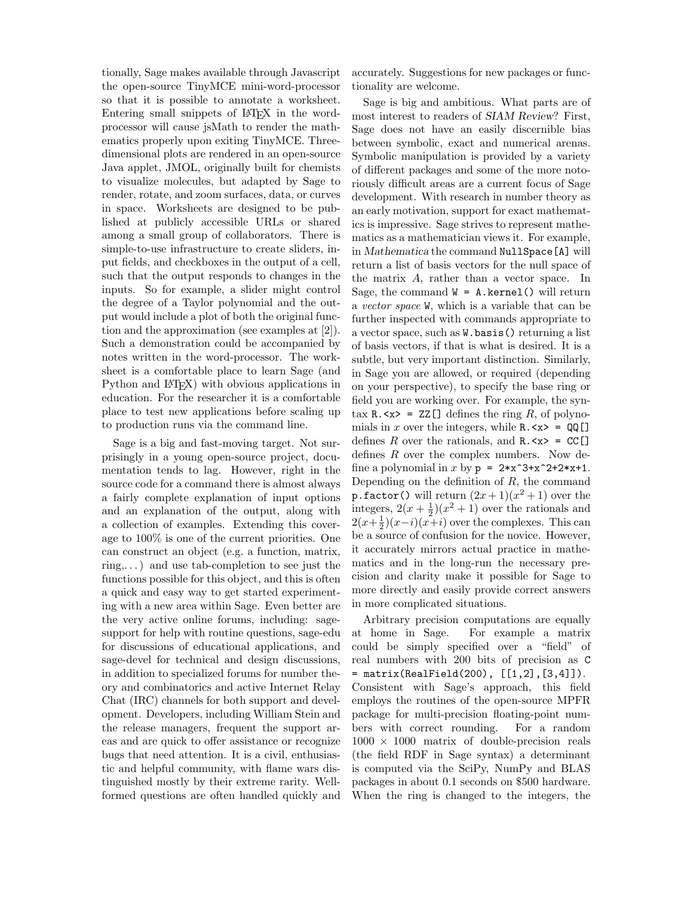tionally, Sage makes available through Javascript the open-source TinyMCE mini-word-processor so that it is possible to annotate a worksheet. Entering small snippets of LaTeX in the word-processor will cause jsMath to render the mathematics properly upon exiting TinyMCE. Three-dimensional plots are rendered in an open-source Java applet, JMOL, originally built for chemists to visualize molecules, but adapted by Sage to render, rotate, and zoom surfaces, data, or curves in space. Worksheets are designed to be published in publicly accessible URLs or shared among a small group of collaborators. There is simple-to-use infrastructure to create sliders, input fields, and checkboxes in the output of a cell, such that the output responds to changes in the inputs. So for example, a slider might control the degree of a Taylor polynomial and the output would include a plot of both the original function and the approximation (see examples at [2]). Such a demonstration could be accompanied by notes written in the word-processor. The worksheet is a comfortable place to learn Sage (and Python and LaTeX) with obvious applications in education. For the researcher it is a comfortable place to test new applications before scaling up to production runs via the command line.

Sage is a big and fast-moving target. Not surprisingly in a young open-source project, documentation tends to lag. However, right in the source code for a command there is almost always a fairly complete explanation of input options and an explanation of the output, along with a collection of examples. Extending this coverage to 100% is one of the current priorities. One can construct an object (e.g. a function, matrix, ring,...) and use tab-completion to see just the functions possible for this object, and this is often a quick and easy way to get started experimenting with a new area within Sage. Even better are the very active online forums, including: sage-support for help with routine questions, sage-edu for discussions of educational applications, and sage-devel for technical and design discussions, in addition to specialized forums for number theory and combinatorics and active Internet Relay Chat (IRC) channels for both support and development. Developers, including William Stein and the release managers, frequent the support areas and are quick to offer assistance or recognize bugs that need attention. It is a civil, enthusiastic and helpful community, with flame wars distinguished mostly by their extreme rarity. Well-formed questions are often handled quickly and accurately. Suggestions for new packages or functionality are welcome.

Sage is big and ambitious. What parts are of most interest to readers of *SIAM Review*? First, Sage does not have an easily discernible bias between symbolic, exact and numerical arenas. Symbolic manipulation is provided by a variety of different packages and some of the more notoriously difficult areas are a current focus of Sage development. With research in number theory as an early motivation, support for exact mathematics is impressive. Sage strives to represent mathematics as a mathematician views it. For example, in *Mathematica* the command `NullSpace[A]` will return a list of basis vectors for the null space of the matrix $A$, rather than a vector space. In Sage, the command `W = A.kernel()` will return a *vector space* `W`, which is a variable that can be further inspected with commands appropriate to a vector space, such as `W.basis()` returning a list of basis vectors, if that is what is desired. It is a subtle, but very important distinction. Similarly, in Sage you are allowed, or required (depending on your perspective), to specify the base ring or field you are working over. For example, the syntax `R.<x> = ZZ[]` defines the ring $R$, of polynomials in $x$ over the integers, while `R.<x> = QQ[]` defines $R$ over the rationals, and `R.<x> = CC[]` defines $R$ over the complex numbers. Now define a polynomial in $x$ by `p = 2*x^3+x^2+2*x+1`. Depending on the definition of $R$, the command `p.factor()` will return $(2x+1)(x^2+1)$ over the integers, $2(x+\frac{1}{2})(x^2+1)$ over the rationals and $2(x+\frac{1}{2})(x-i)(x+i)$ over the complexes. This can be a source of confusion for the novice. However, it accurately mirrors actual practice in mathematics and in the long-run the necessary precision and clarity make it possible for Sage to more directly and easily provide correct answers in more complicated situations.

Arbitrary precision computations are equally at home in Sage. For example a matrix could be simply specified over a "field" of real numbers with 200 bits of precision as `C = matrix(RealField(200), [[1,2],[3,4]])`. Consistent with Sage's approach, this field employs the routines of the open-source MPFR package for multi-precision floating-point numbers with correct rounding. For a random $1000 \times 1000$ matrix of double-precision reals (the field RDF in Sage syntax) a determinant is computed via the SciPy, NumPy and BLAS packages in about 0.1 seconds on \$500 hardware. When the ring is changed to the integers, the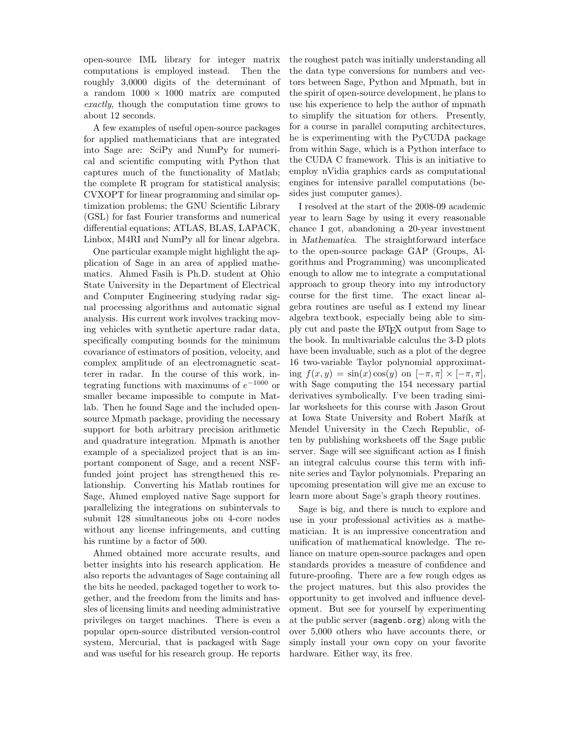open-source IML library for integer matrix computations is employed instead. Then the roughly 3,0000 digits of the determinant of a random $1000 \times 1000$ matrix are computed *exactly*, though the computation time grows to about 12 seconds.

A few examples of useful open-source packages for applied mathematicians that are integrated into Sage are: SciPy and NumPy for numerical and scientific computing with Python that captures much of the functionality of Matlab; the complete R program for statistical analysis; CVXOPT for linear programming and similar optimization problems; the GNU Scientific Library (GSL) for fast Fourier transforms and numerical differential equations; ATLAS, BLAS, LAPACK, Linbox, M4RI and NumPy all for linear algebra.

One particular example might highlight the application of Sage in an area of applied mathematics. Ahmed Fasih is Ph.D. student at Ohio State University in the Department of Electrical and Computer Engineering studying radar signal processing algorithms and automatic signal analysis. His current work involves tracking moving vehicles with synthetic aperture radar data, specifically computing bounds for the minimum covariance of estimators of position, velocity, and complex amplitude of an electromagnetic scatterer in radar. In the course of this work, integrating functions with maximums of $e^{-1000}$ or smaller became impossible to compute in Matlab. Then he found Sage and the included open-source Mpmath package, providing the necessary support for both arbitrary precision arithmetic and quadrature integration. Mpmath is another example of a specialized project that is an important component of Sage, and a recent NSF-funded joint project has strengthened this relationship. Converting his Matlab routines for Sage, Ahmed employed native Sage support for parallelizing the integrations on subintervals to submit 128 simultaneous jobs on 4-core nodes without any license infringements, and cutting his runtime by a factor of 500.

Ahmed obtained more accurate results, and better insights into his research application. He also reports the advantages of Sage containing all the bits he needed, packaged together to work together, and the freedom from the limits and hassles of licensing limits and needing administrative privileges on target machines. There is even a popular open-source distributed version-control system, Mercurial, that is packaged with Sage and was useful for his research group. He reports the roughest patch was initially understanding all the data type conversions for numbers and vectors between Sage, Python and Mpmath, but in the spirit of open-source development, he plans to use his experience to help the author of mpmath to simplify the situation for others. Presently, for a course in parallel computing architectures, he is experimenting with the PyCUDA package from within Sage, which is a Python interface to the CUDA C framework. This is an initiative to employ nVidia graphics cards as computational engines for intensive parallel computations (besides just computer games).

I resolved at the start of the 2008-09 academic year to learn Sage by using it every reasonable chance I got, abandoning a 20-year investment in *Mathematica*. The straightforward interface to the open-source package GAP (Groups, Algorithms and Programming) was uncomplicated enough to allow me to integrate a computational approach to group theory into my introductory course for the first time. The exact linear algebra routines are useful as I extend my linear algebra textbook, especially being able to simply cut and paste the LaTeX output from Sage to the book. In multivariable calculus the 3-D plots have been invaluable, such as a plot of the degree 16 two-variable Taylor polynomial approximating $f(x, y) = \sin(x)\cos(y)$ on $[-\pi, \pi] \times [-\pi, \pi]$, with Sage computing the 154 necessary partial derivatives symbolically. I've been trading similar worksheets for this course with Jason Grout at Iowa State University and Robert Mařík at Mendel University in the Czech Republic, often by publishing worksheets off the Sage public server. Sage will see significant action as I finish an integral calculus course this term with infinite series and Taylor polynomials. Preparing an upcoming presentation will give me an excuse to learn more about Sage's graph theory routines.

Sage is big, and there is much to explore and use in your professional activities as a mathematician. It is an impressive concentration and unification of mathematical knowledge. The reliance on mature open-source packages and open standards provides a measure of confidence and future-proofing. There are a few rough edges as the project matures, but this also provides the opportunity to get involved and influence development. But see for yourself by experimenting at the public server (`sagenb.org`) along with the over 5,000 others who have accounts there, or simply install your own copy on your favorite hardware. Either way, its free.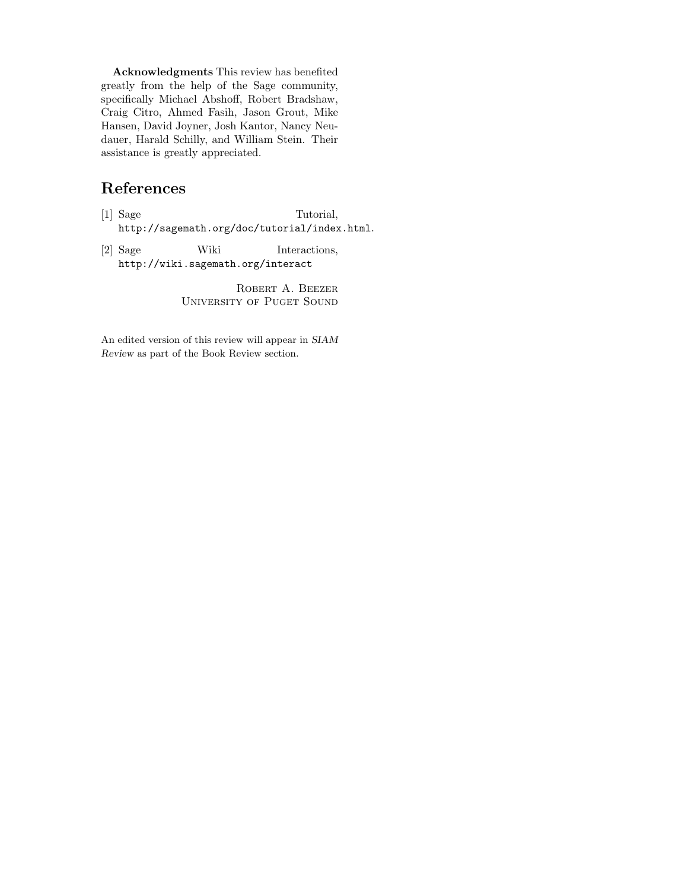**Acknowledgments** This review has benefited greatly from the help of the Sage community, specifically Michael Abshoff, Robert Bradshaw, Craig Citro, Ahmed Fasih, Jason Grout, Mike Hansen, David Joyner, Josh Kantor, Nancy Neudauer, Harald Schilly, and William Stein. Their assistance is greatly appreciated.

## References

[1] Sage Tutorial, `http://sagemath.org/doc/tutorial/index.html`.

[2] Sage Wiki Interactions, `http://wiki.sagemath.org/interact`

Robert A. Beezer
University of Puget Sound

An edited version of this review will appear in *SIAM Review* as part of the Book Review section.